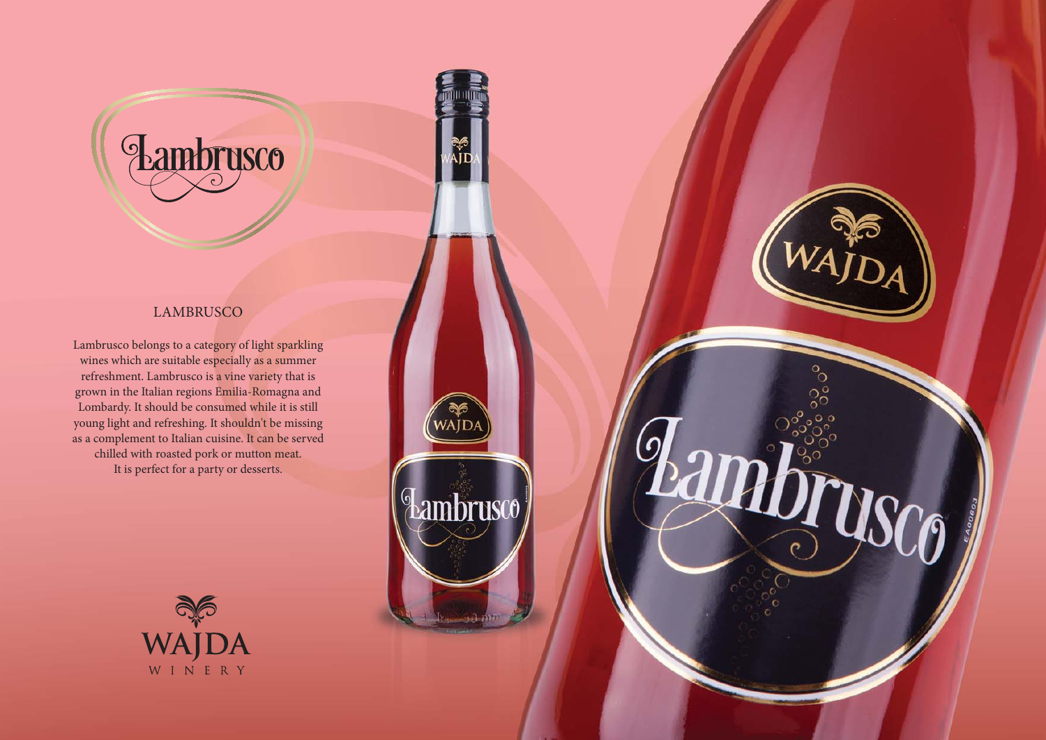# Lambrusco

## LAMBRUSCO

Lambrusco belongs to a category of light sparkling wines which are suitable especially as a summer refreshment. Lambrusco is a vine variety that is grown in the Italian regions Emilia-Romagna and Lombardy. It should be consumed while it is still young light and refreshing. It shouldn't be missing as a complement to Italian cuisine. It can be served chilled with roasted pork or mutton meat. It is perfect for a party or desserts.

WAJDA

WINERY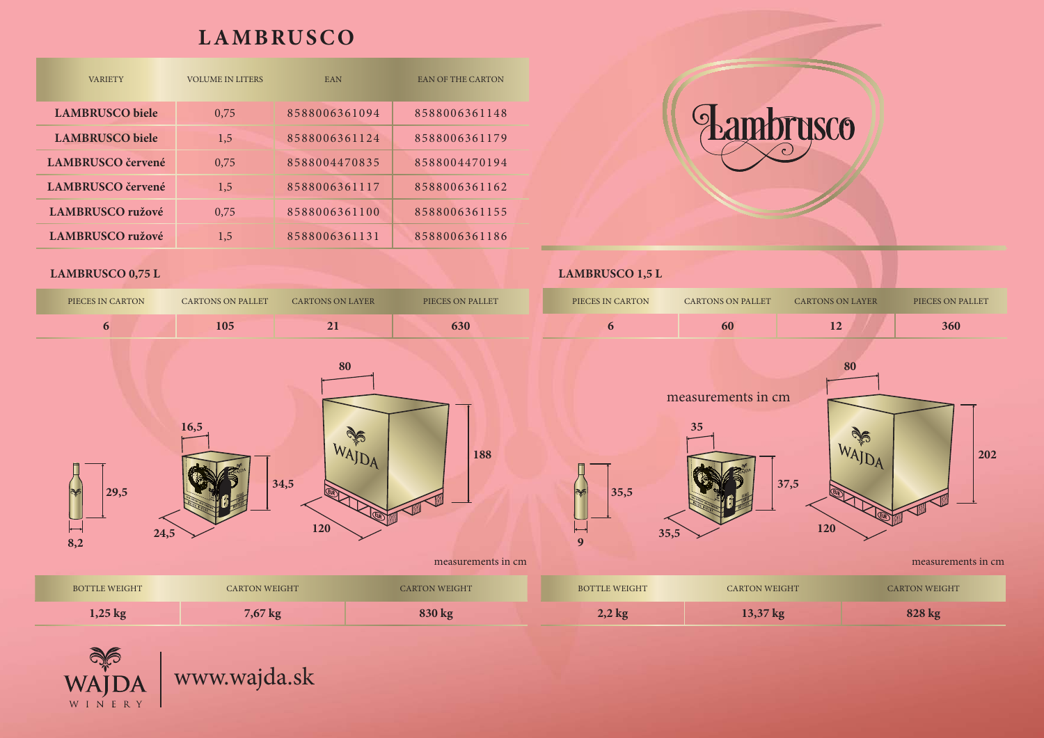# LAMBRUSCO

| VARIETY | VOLUME IN LITERS | EAN | EAN OF THE CARTON |
|---|---|---|---|
| LAMBRUSCO biele | 0,75 | 8588006361094 | 8588006361148 |
| LAMBRUSCO biele | 1,5 | 8588006361124 | 8588006361179 |
| LAMBRUSCO červené | 0,75 | 8588004470835 | 8588004470194 |
| LAMBRUSCO červené | 1,5 | 8588006361117 | 8588006361162 |
| LAMBRUSCO ružové | 0,75 | 8588006361100 | 8588006361155 |
| LAMBRUSCO ružové | 1,5 | 8588006361131 | 8588006361186 |

Lambrusco

## LAMBRUSCO 0,75 L

| PIECES IN CARTON | CARTONS ON PALLET | CARTONS ON LAYER | PIECES ON PALLET |
|---|---|---|---|
| 6 | 105 | 21 | 630 |

29,5
8,2
16,5
34,5
24,5
80
188
120

measurements in cm

| BOTTLE WEIGHT | CARTON WEIGHT | CARTON WEIGHT |
|---|---|---|
| 1,25 kg | 7,67 kg | 830 kg |

## LAMBRUSCO 1,5 L

| PIECES IN CARTON | CARTONS ON PALLET | CARTONS ON LAYER | PIECES ON PALLET |
|---|---|---|---|
| 6 | 60 | 12 | 360 |

measurements in cm

35,5
9
35
37,5
35,5
80
202
120

measurements in cm

| BOTTLE WEIGHT | CARTON WEIGHT | CARTON WEIGHT |
|---|---|---|
| 2,2 kg | 13,37 kg | 828 kg |

WAJDA WINERY | www.wajda.sk